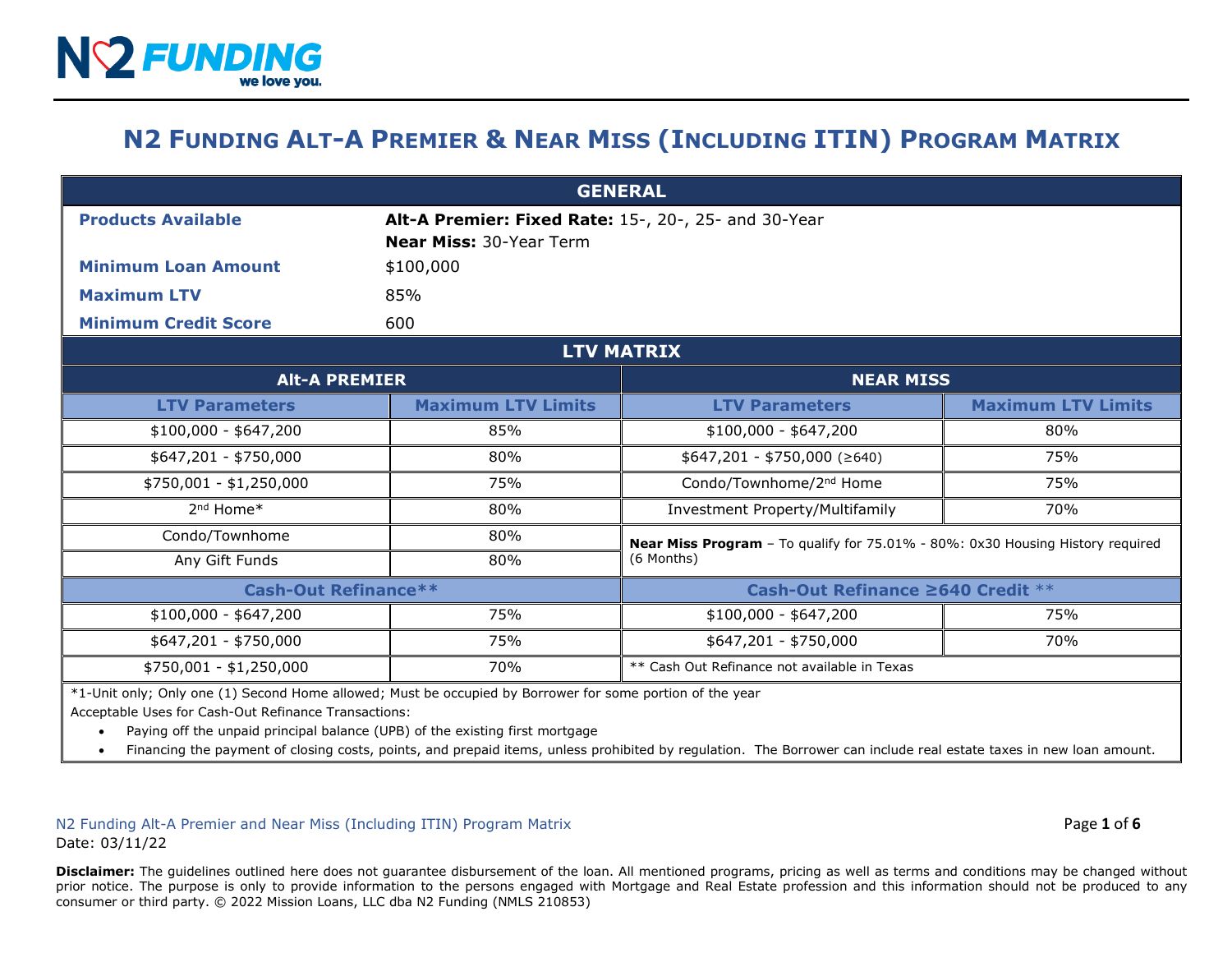# N2 Funding Alt-A Premier & Near Miss (Including ITIN) Program Matrix

## GENERAL

| | |
|---|---|
| **Products Available** | **Alt-A Premier: Fixed Rate:** 15-, 20-, 25- and 30-Year<br>**Near Miss:** 30-Year Term |
| **Minimum Loan Amount** | $100,000 |
| **Maximum LTV** | 85% |
| **Minimum Credit Score** | 600 |

## LTV MATRIX

| Alt-A PREMIER | | NEAR MISS | |
|---|---|---|---|
| **LTV Parameters** | **Maximum LTV Limits** | **LTV Parameters** | **Maximum LTV Limits** |
| $100,000 - $647,200 | 85% | $100,000 - $647,200 | 80% |
| $647,201 - $750,000 | 80% | $647,201 - $750,000 (≥640) | 75% |
| $750,001 - $1,250,000 | 75% | Condo/Townhome/2nd Home | 75% |
| 2nd Home* | 80% | Investment Property/Multifamily | 70% |
| Condo/Townhome | 80% | **Near Miss Program** – To qualify for 75.01% - 80%: 0x30 Housing History required (6 Months) | |
| Any Gift Funds | 80% | | |
| **Cash-Out Refinance**** | | **Cash-Out Refinance ≥640 Credit **** | |
| $100,000 - $647,200 | 75% | $100,000 - $647,200 | 75% |
| $647,201 - $750,000 | 75% | $647,201 - $750,000 | 70% |
| $750,001 - $1,250,000 | 70% | ** Cash Out Refinance not available in Texas | |

*1-Unit only; Only one (1) Second Home allowed; Must be occupied by Borrower for some portion of the year

Acceptable Uses for Cash-Out Refinance Transactions:

- Paying off the unpaid principal balance (UPB) of the existing first mortgage
- Financing the payment of closing costs, points, and prepaid items, unless prohibited by regulation. The Borrower can include real estate taxes in new loan amount.

Date: 03/11/22

**Disclaimer:** The guidelines outlined here does not guarantee disbursement of the loan. All mentioned programs, pricing as well as terms and conditions may be changed without prior notice. The purpose is only to provide information to the persons engaged with Mortgage and Real Estate profession and this information should not be produced to any consumer or third party. © 2022 Mission Loans, LLC dba N2 Funding (NMLS 210853)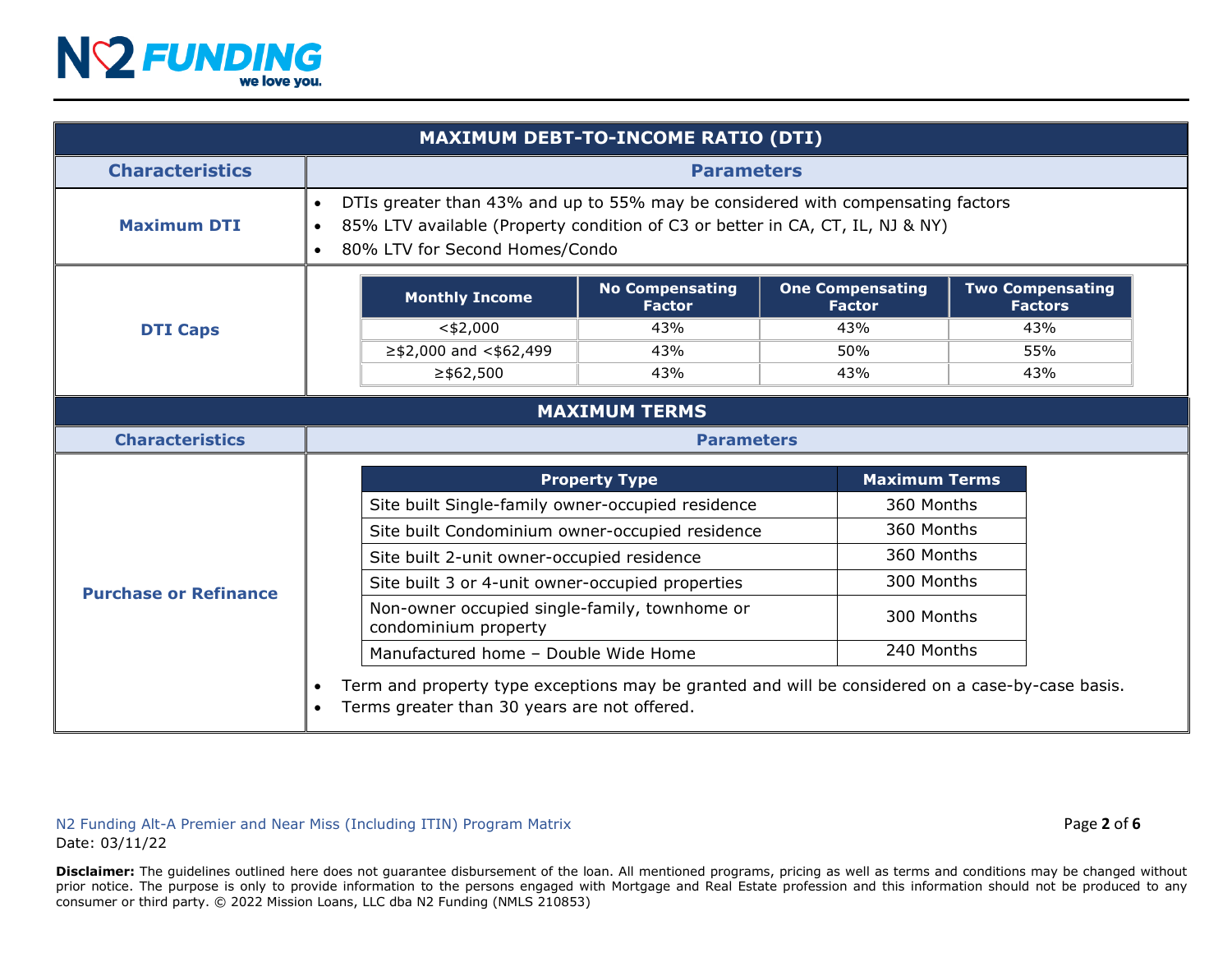## MAXIMUM DEBT-TO-INCOME RATIO (DTI)

| Characteristics | Parameters |
|---|---|
| **Maximum DTI** | • DTIs greater than 43% and up to 55% may be considered with compensating factors<br>• 85% LTV available (Property condition of C3 or better in CA, CT, IL, NJ & NY)<br>• 80% LTV for Second Homes/Condo |

**DTI Caps**

| Monthly Income | No Compensating Factor | One Compensating Factor | Two Compensating Factors |
|---|---|---|---|
| <$2,000 | 43% | 43% | 43% |
| ≥$2,000 and <$62,499 | 43% | 50% | 55% |
| ≥$62,500 | 43% | 43% | 43% |

## MAXIMUM TERMS

| Characteristics | Parameters |
|---|---|
| **Purchase or Refinance** | See table below |

| Property Type | Maximum Terms |
|---|---|
| Site built Single-family owner-occupied residence | 360 Months |
| Site built Condominium owner-occupied residence | 360 Months |
| Site built 2-unit owner-occupied residence | 360 Months |
| Site built 3 or 4-unit owner-occupied properties | 300 Months |
| Non-owner occupied single-family, townhome or condominium property | 300 Months |
| Manufactured home – Double Wide Home | 240 Months |

- Term and property type exceptions may be granted and will be considered on a case-by-case basis.
- Terms greater than 30 years are not offered.

N2 Funding Alt-A Premier and Near Miss (Including ITIN) Program Matrix
Date: 03/11/22

**Disclaimer:** The guidelines outlined here does not guarantee disbursement of the loan. All mentioned programs, pricing as well as terms and conditions may be changed without prior notice. The purpose is only to provide information to the persons engaged with Mortgage and Real Estate profession and this information should not be produced to any consumer or third party. © 2022 Mission Loans, LLC dba N2 Funding (NMLS 210853)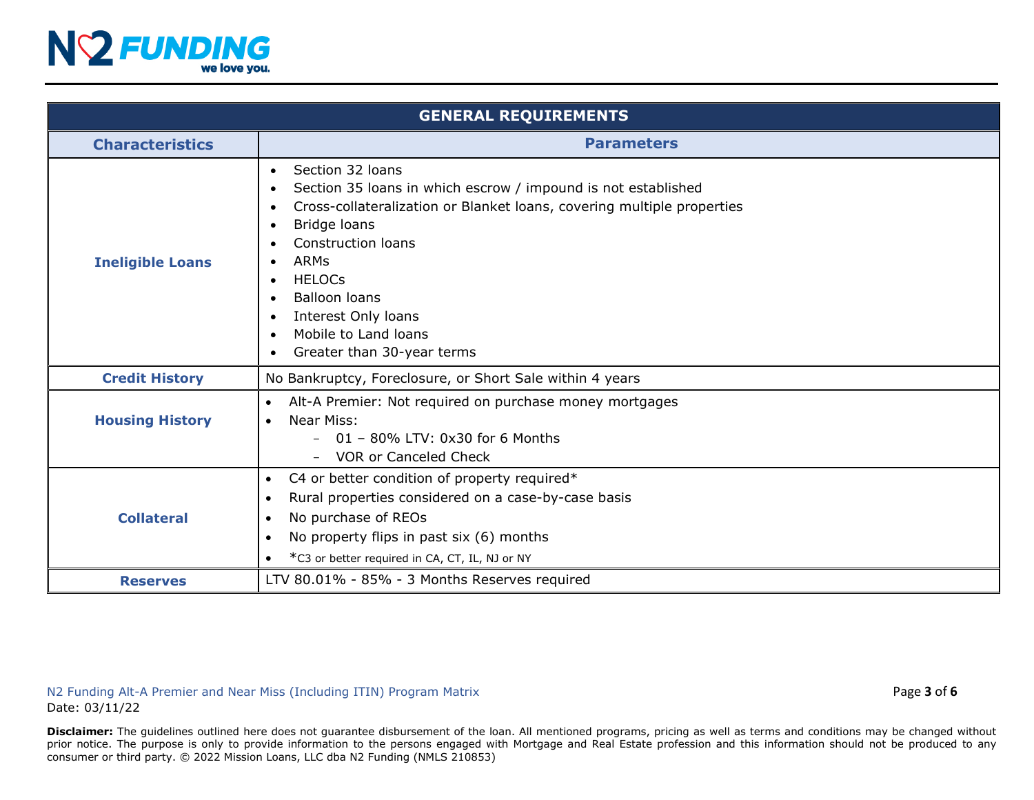| GENERAL REQUIREMENTS | |
|---|---|
| **Characteristics** | **Parameters** |
| **Ineligible Loans** | • Section 32 loans<br>• Section 35 loans in which escrow / impound is not established<br>• Cross-collateralization or Blanket loans, covering multiple properties<br>• Bridge loans<br>• Construction loans<br>• ARMs<br>• HELOCs<br>• Balloon loans<br>• Interest Only loans<br>• Mobile to Land loans<br>• Greater than 30-year terms |
| **Credit History** | No Bankruptcy, Foreclosure, or Short Sale within 4 years |
| **Housing History** | • Alt-A Premier: Not required on purchase money mortgages<br>• Near Miss:<br>  – 01 – 80% LTV: 0x30 for 6 Months<br>  – VOR or Canceled Check |
| **Collateral** | • C4 or better condition of property required*<br>• Rural properties considered on a case-by-case basis<br>• No purchase of REOs<br>• No property flips in past six (6) months<br>• *C3 or better required in CA, CT, IL, NJ or NY |
| **Reserves** | LTV 80.01% - 85% - 3 Months Reserves required |

N2 Funding Alt-A Premier and Near Miss (Including ITIN) Program Matrix
Date: 03/11/22

**Disclaimer:** The guidelines outlined here does not guarantee disbursement of the loan. All mentioned programs, pricing as well as terms and conditions may be changed without prior notice. The purpose is only to provide information to the persons engaged with Mortgage and Real Estate profession and this information should not be produced to any consumer or third party. © 2022 Mission Loans, LLC dba N2 Funding (NMLS 210853)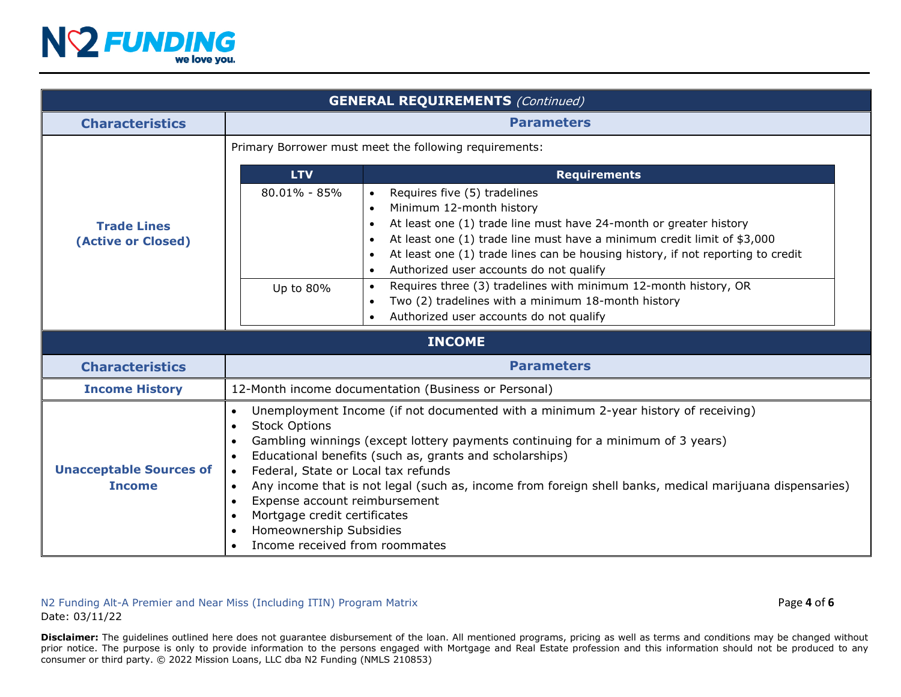| **GENERAL REQUIREMENTS** *(Continued)* | |
|---|---|
| **Characteristics** | **Parameters** |
| **Trade Lines (Active or Closed)** | Primary Borrower must meet the following requirements: |

| LTV | Requirements |
|---|---|
| 80.01% - 85% | • Requires five (5) tradelines<br>• Minimum 12-month history<br>• At least one (1) trade line must have 24-month or greater history<br>• At least one (1) trade line must have a minimum credit limit of $3,000<br>• At least one (1) trade lines can be housing history, if not reporting to credit<br>• Authorized user accounts do not qualify |
| Up to 80% | • Requires three (3) tradelines with minimum 12-month history, OR<br>• Two (2) tradelines with a minimum 18-month history<br>• Authorized user accounts do not qualify |

| **INCOME** | |
|---|---|
| **Characteristics** | **Parameters** |
| **Income History** | 12-Month income documentation (Business or Personal) |
| **Unacceptable Sources of Income** | • Unemployment Income (if not documented with a minimum 2-year history of receiving)<br>• Stock Options<br>• Gambling winnings (except lottery payments continuing for a minimum of 3 years)<br>• Educational benefits (such as, grants and scholarships)<br>• Federal, State or Local tax refunds<br>• Any income that is not legal (such as, income from foreign shell banks, medical marijuana dispensaries)<br>• Expense account reimbursement<br>• Mortgage credit certificates<br>• Homeownership Subsidies<br>• Income received from roommates |

N2 Funding Alt-A Premier and Near Miss (Including ITIN) Program Matrix
Date: 03/11/22

**Disclaimer:** The guidelines outlined here does not guarantee disbursement of the loan. All mentioned programs, pricing as well as terms and conditions may be changed without prior notice. The purpose is only to provide information to the persons engaged with Mortgage and Real Estate profession and this information should not be produced to any consumer or third party. © 2022 Mission Loans, LLC dba N2 Funding (NMLS 210853)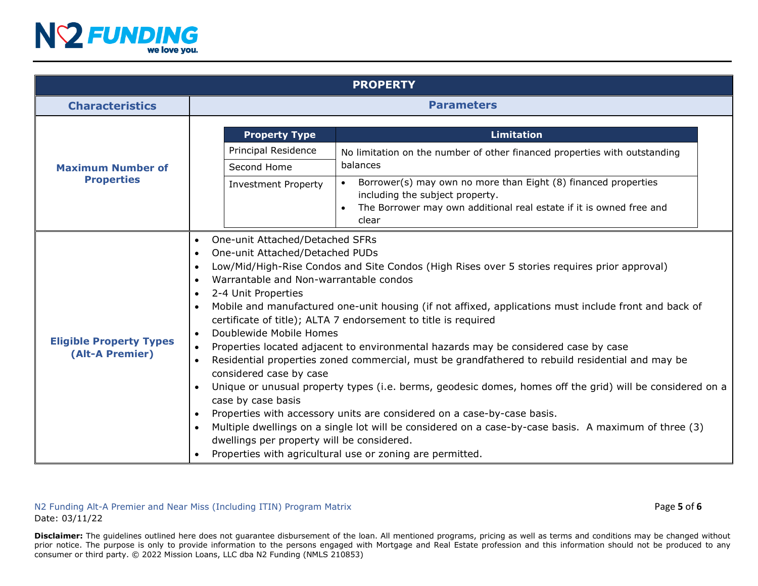| PROPERTY | |
|---|---|
| **Characteristics** | **Parameters** |
| **Maximum Number of Properties** | **Property Type** / **Limitation**:<br>Principal Residence, Second Home: No limitation on the number of other financed properties with outstanding balances<br>Investment Property: • Borrower(s) may own no more than Eight (8) financed properties including the subject property. • The Borrower may own additional real estate if it is owned free and clear |
| **Eligible Property Types (Alt-A Premier)** | • One-unit Attached/Detached SFRs<br>• One-unit Attached/Detached PUDs<br>• Low/Mid/High-Rise Condos and Site Condos (High Rises over 5 stories requires prior approval)<br>• Warrantable and Non-warrantable condos<br>• 2-4 Unit Properties<br>• Mobile and manufactured one-unit housing (if not affixed, applications must include front and back of certificate of title); ALTA 7 endorsement to title is required<br>• Doublewide Mobile Homes<br>• Properties located adjacent to environmental hazards may be considered case by case<br>• Residential properties zoned commercial, must be grandfathered to rebuild residential and may be considered case by case<br>• Unique or unusual property types (i.e. berms, geodesic domes, homes off the grid) will be considered on a case by case basis<br>• Properties with accessory units are considered on a case-by-case basis.<br>• Multiple dwellings on a single lot will be considered on a case-by-case basis. A maximum of three (3) dwellings per property will be considered.<br>• Properties with agricultural use or zoning are permitted. |

**Maximum Number of Properties**

| Property Type | Limitation |
|---|---|
| Principal Residence | No limitation on the number of other financed properties with outstanding balances |
| Second Home | No limitation on the number of other financed properties with outstanding balances |
| Investment Property | • Borrower(s) may own no more than Eight (8) financed properties including the subject property.<br>• The Borrower may own additional real estate if it is owned free and clear |

N2 Funding Alt-A Premier and Near Miss (Including ITIN) Program Matrix
Date: 03/11/22

**Disclaimer:** The guidelines outlined here does not guarantee disbursement of the loan. All mentioned programs, pricing as well as terms and conditions may be changed without prior notice. The purpose is only to provide information to the persons engaged with Mortgage and Real Estate profession and this information should not be produced to any consumer or third party. © 2022 Mission Loans, LLC dba N2 Funding (NMLS 210853)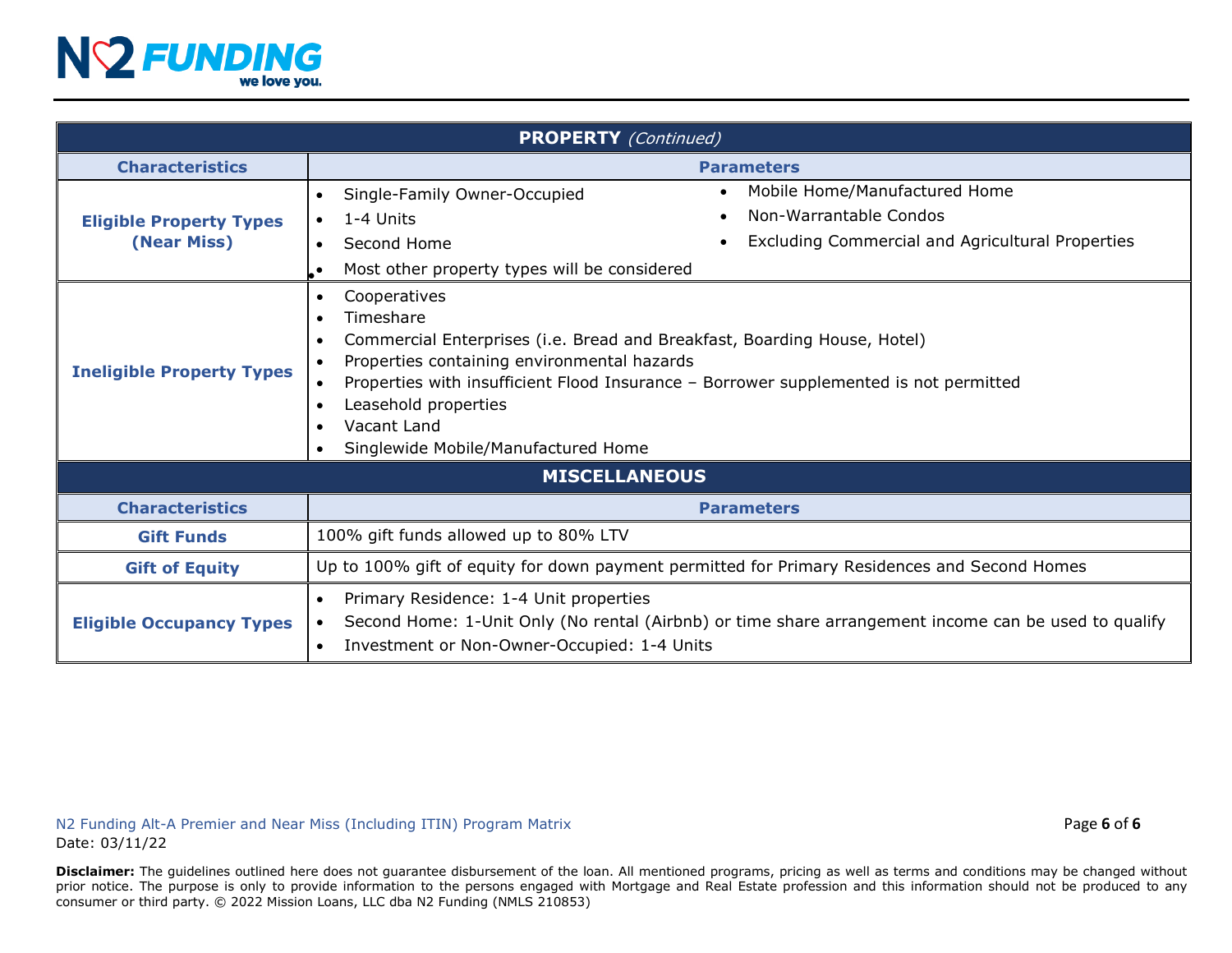| PROPERTY *(Continued)* | |
|---|---|
| **Characteristics** | **Parameters** |
| **Eligible Property Types (Near Miss)** | • Single-Family Owner-Occupied<br>• 1-4 Units<br>• Second Home<br>• Most other property types will be considered<br>• Mobile Home/Manufactured Home<br>• Non-Warrantable Condos<br>• Excluding Commercial and Agricultural Properties |
| **Ineligible Property Types** | • Cooperatives<br>• Timeshare<br>• Commercial Enterprises (i.e. Bread and Breakfast, Boarding House, Hotel)<br>• Properties containing environmental hazards<br>• Properties with insufficient Flood Insurance – Borrower supplemented is not permitted<br>• Leasehold properties<br>• Vacant Land<br>• Singlewide Mobile/Manufactured Home |

| MISCELLANEOUS | |
|---|---|
| **Characteristics** | **Parameters** |
| **Gift Funds** | 100% gift funds allowed up to 80% LTV |
| **Gift of Equity** | Up to 100% gift of equity for down payment permitted for Primary Residences and Second Homes |
| **Eligible Occupancy Types** | • Primary Residence: 1-4 Unit properties<br>• Second Home: 1-Unit Only (No rental (Airbnb) or time share arrangement income can be used to qualify<br>• Investment or Non-Owner-Occupied: 1-4 Units |

N2 Funding Alt-A Premier and Near Miss (Including ITIN) Program Matrix
Date: 03/11/22

**Disclaimer:** The guidelines outlined here does not guarantee disbursement of the loan. All mentioned programs, pricing as well as terms and conditions may be changed without prior notice. The purpose is only to provide information to the persons engaged with Mortgage and Real Estate profession and this information should not be produced to any consumer or third party. © 2022 Mission Loans, LLC dba N2 Funding (NMLS 210853)